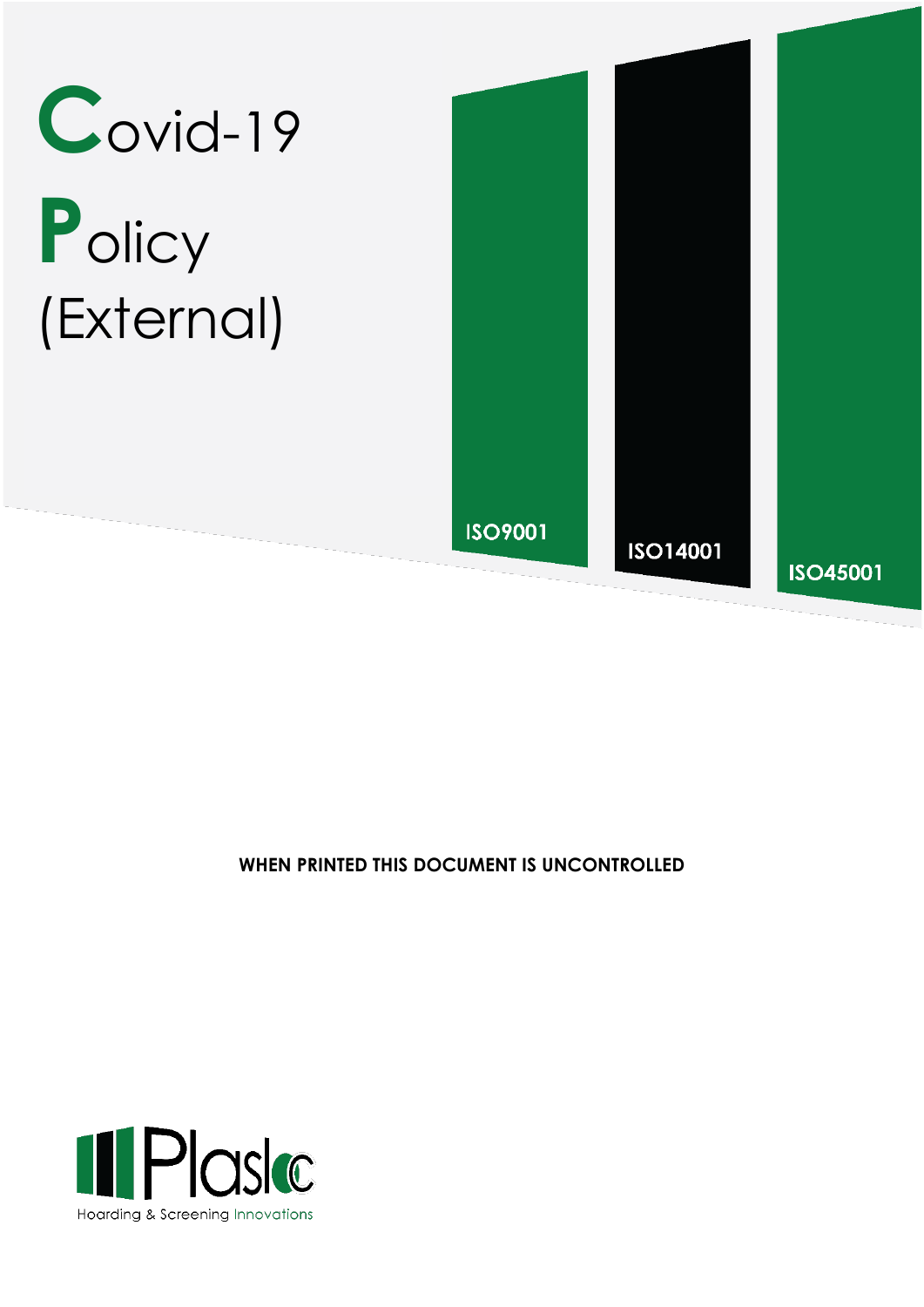# Covid-19 Policy (External)

ISO9001

ISO14001

ISO45001

**WHEN PRINTED THIS DOCUMENT IS UNCONTROLLED**

Plasloc

Hoarding & Screening Innovations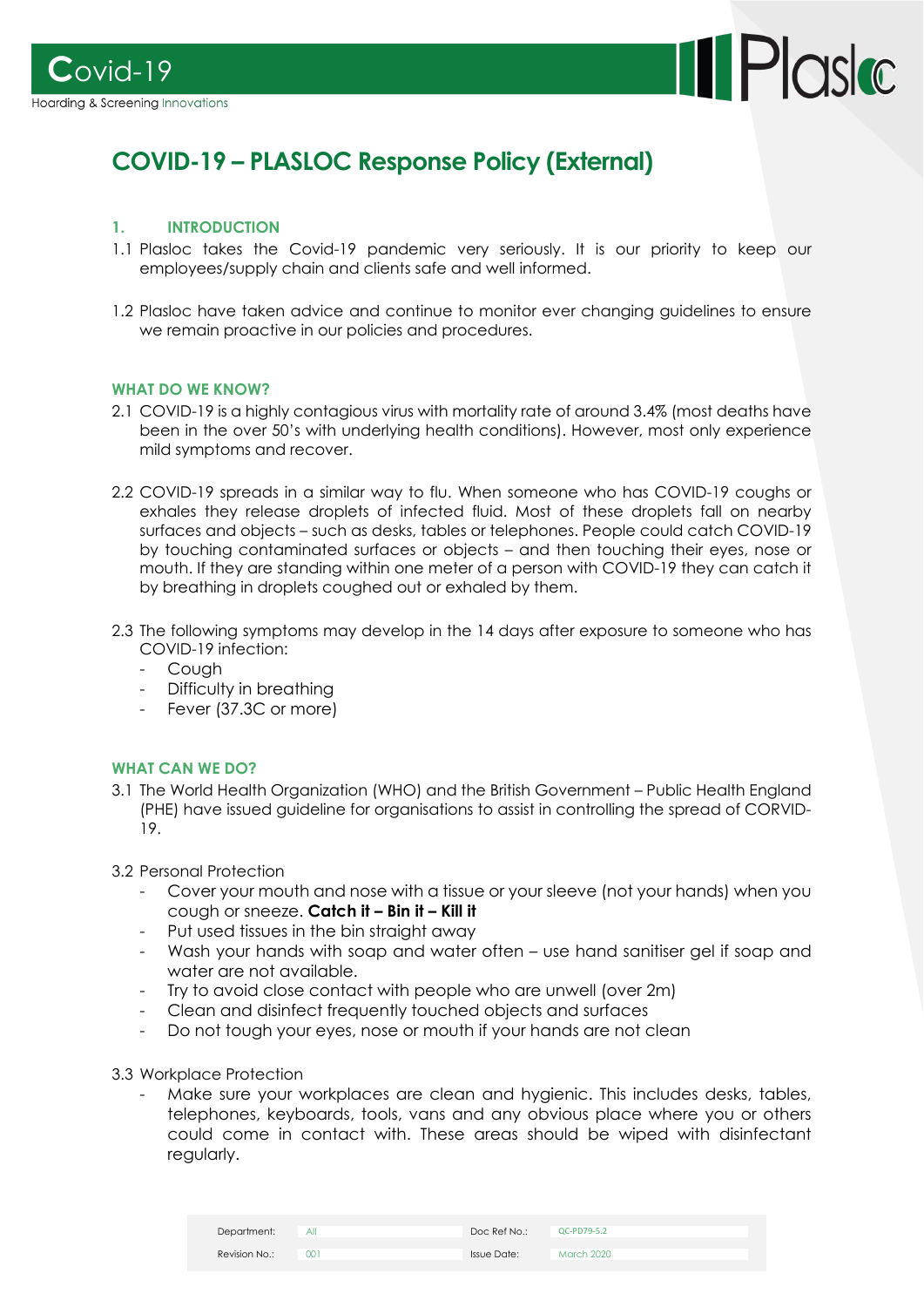# COVID-19 – PLASLOC Response Policy (External)

## 1. INTRODUCTION

1.1 Plasloc takes the Covid-19 pandemic very seriously. It is our priority to keep our employees/supply chain and clients safe and well informed.

1.2 Plasloc have taken advice and continue to monitor ever changing guidelines to ensure we remain proactive in our policies and procedures.

## WHAT DO WE KNOW?

2.1 COVID-19 is a highly contagious virus with mortality rate of around 3.4% (most deaths have been in the over 50's with underlying health conditions). However, most only experience mild symptoms and recover.

2.2 COVID-19 spreads in a similar way to flu. When someone who has COVID-19 coughs or exhales they release droplets of infected fluid. Most of these droplets fall on nearby surfaces and objects – such as desks, tables or telephones. People could catch COVID-19 by touching contaminated surfaces or objects – and then touching their eyes, nose or mouth. If they are standing within one meter of a person with COVID-19 they can catch it by breathing in droplets coughed out or exhaled by them.

2.3 The following symptoms may develop in the 14 days after exposure to someone who has COVID-19 infection:

- Cough
- Difficulty in breathing
- Fever (37.3C or more)

## WHAT CAN WE DO?

3.1 The World Health Organization (WHO) and the British Government – Public Health England (PHE) have issued guideline for organisations to assist in controlling the spread of CORVID-19.

3.2 Personal Protection

- Cover your mouth and nose with a tissue or your sleeve (not your hands) when you cough or sneeze. **Catch it – Bin it – Kill it**
- Put used tissues in the bin straight away
- Wash your hands with soap and water often – use hand sanitiser gel if soap and water are not available.
- Try to avoid close contact with people who are unwell (over 2m)
- Clean and disinfect frequently touched objects and surfaces
- Do not tough your eyes, nose or mouth if your hands are not clean

3.3 Workplace Protection

- Make sure your workplaces are clean and hygienic. This includes desks, tables, telephones, keyboards, tools, vans and any obvious place where you or others could come in contact with. These areas should be wiped with disinfectant regularly.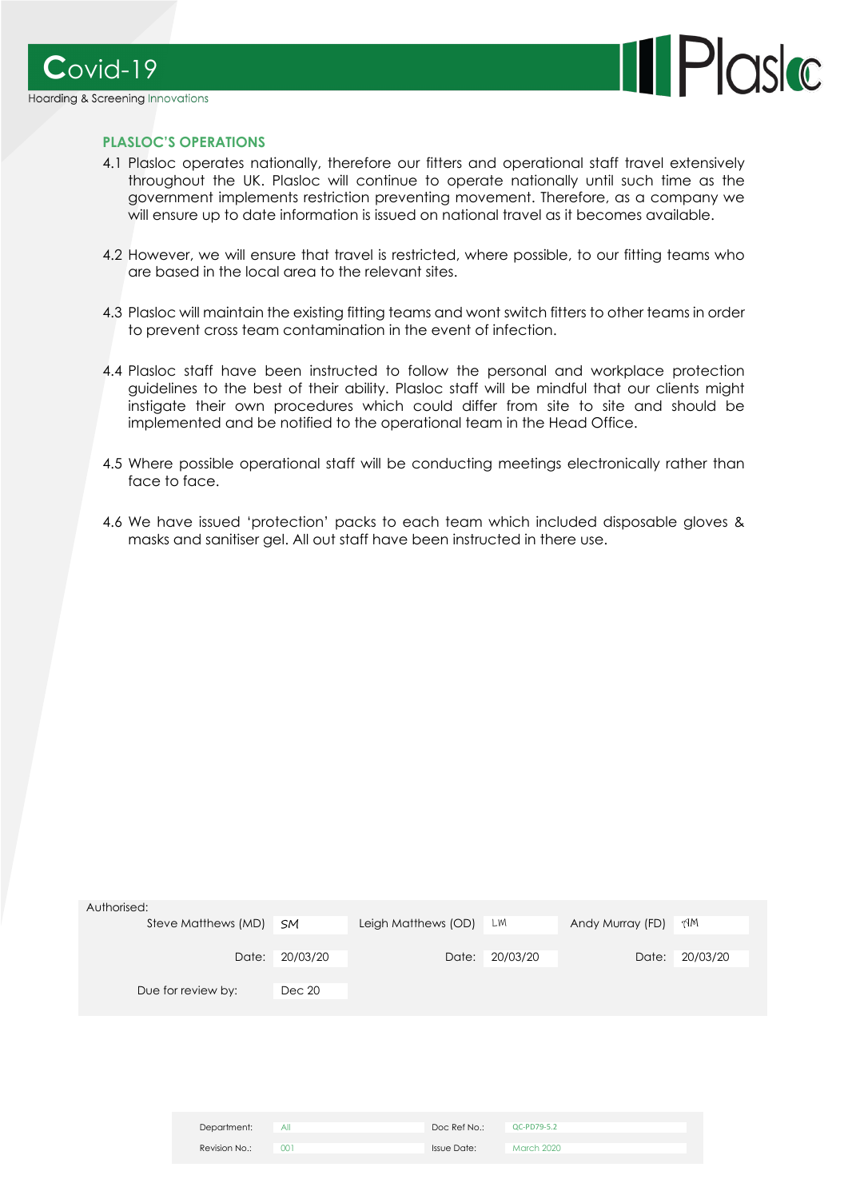## PLASLOC'S OPERATIONS

4.1 Plasloc operates nationally, therefore our fitters and operational staff travel extensively throughout the UK. Plasloc will continue to operate nationally until such time as the government implements restriction preventing movement. Therefore, as a company we will ensure up to date information is issued on national travel as it becomes available.

4.2 However, we will ensure that travel is restricted, where possible, to our fitting teams who are based in the local area to the relevant sites.

4.3 Plasloc will maintain the existing fitting teams and wont switch fitters to other teams in order to prevent cross team contamination in the event of infection.

4.4 Plasloc staff have been instructed to follow the personal and workplace protection guidelines to the best of their ability. Plasloc staff will be mindful that our clients might instigate their own procedures which could differ from site to site and should be implemented and be notified to the operational team in the Head Office.

4.5 Where possible operational staff will be conducting meetings electronically rather than face to face.

4.6 We have issued 'protection' packs to each team which included disposable gloves & masks and sanitiser gel. All out staff have been instructed in there use.

Authorised:

| | | | | | |
|---|---|---|---|---|---|
| Steve Matthews (MD) | SM | Leigh Matthews (OD) | LM | Andy Murray (FD) | AM |
| Date: | 20/03/20 | Date: | 20/03/20 | Date: | 20/03/20 |
| Due for review by: | Dec 20 | | | | |

| | | | |
|---|---|---|---|
| Department: | All | Doc Ref No.: | QC-PD79-5.2 |
| Revision No.: | 001 | Issue Date: | March 2020 |